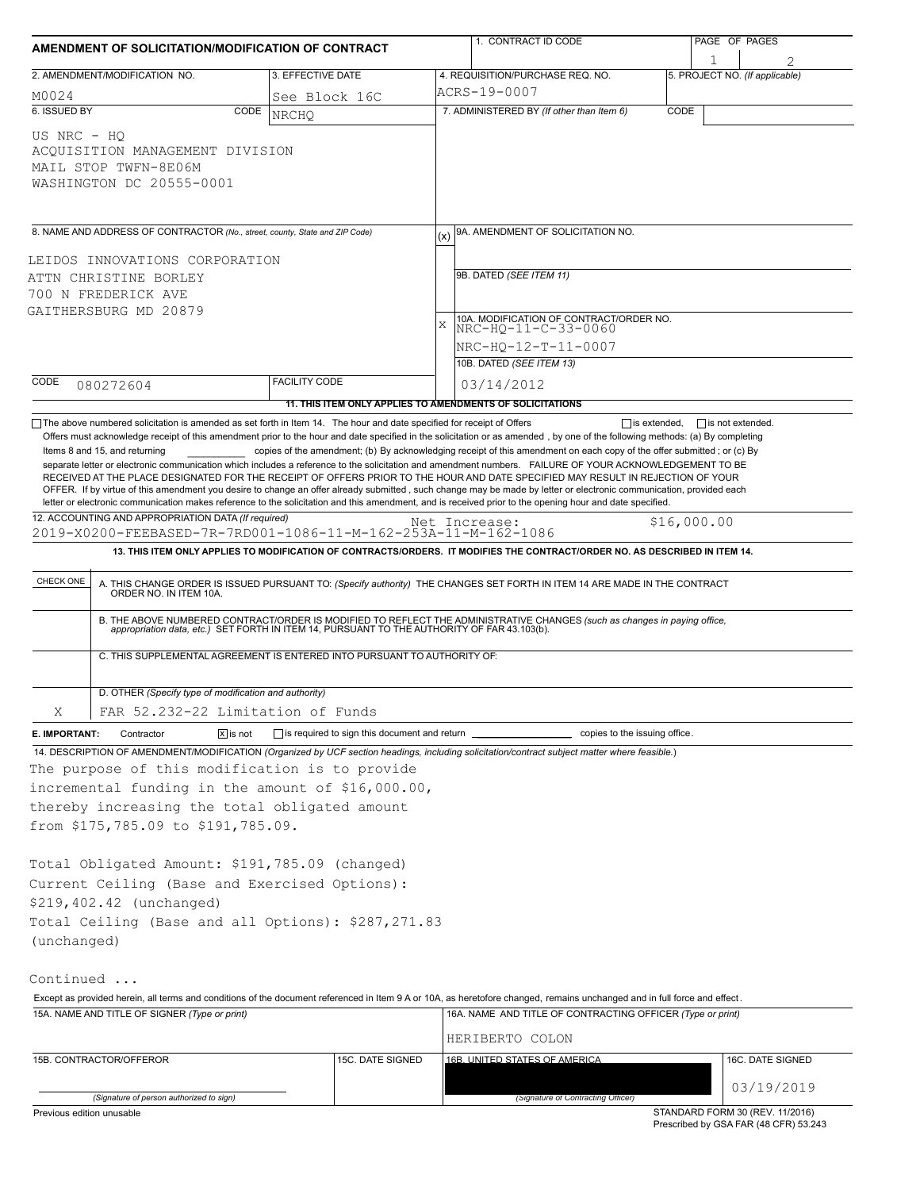# AMENDMENT OF SOLICITATION/MODIFICATION OF CONTRACT

| 1. CONTRACT ID CODE | PAGE OF PAGES |
|---|---|
| | 1 / 2 |

| 2. AMENDMENT/MODIFICATION NO. | 3. EFFECTIVE DATE | 4. REQUISITION/PURCHASE REQ. NO. | 5. PROJECT NO. (If applicable) |
|---|---|---|---|
| M0024 | See Block 16C | ACRS-19-0007 | |

**6. ISSUED BY** CODE NRCHQ

US NRC - HQ
ACQUISITION MANAGEMENT DIVISION
MAIL STOP TWFN-8E06M
WASHINGTON DC 20555-0001

**7. ADMINISTERED BY** (If other than Item 6) CODE

**8. NAME AND ADDRESS OF CONTRACTOR** (No., street, county, State and ZIP Code)

LEIDOS INNOVATIONS CORPORATION
ATTN CHRISTINE BORLEY
700 N FREDERICK AVE
GAITHERSBURG MD 20879

CODE 080272604 FACILITY CODE

(x) 9A. AMENDMENT OF SOLICITATION NO.

9B. DATED (SEE ITEM 11)

X 10A. MODIFICATION OF CONTRACT/ORDER NO.
NRC-HQ-11-C-33-0060
NRC-HQ-12-T-11-0007

10B. DATED (SEE ITEM 13)
03/14/2012

**11. THIS ITEM ONLY APPLIES TO AMENDMENTS OF SOLICITATIONS**

☐ The above numbered solicitation is amended as set forth in Item 14. The hour and date specified for receipt of Offers ☐ is extended, ☐ is not extended.
Offers must acknowledge receipt of this amendment prior to the hour and date specified in the solicitation or as amended , by one of the following methods: (a) By completing Items 8 and 15, and returning __________ copies of the amendment; (b) By acknowledging receipt of this amendment on each copy of the offer submitted ; or (c) By separate letter or electronic communication which includes a reference to the solicitation and amendment numbers. FAILURE OF YOUR ACKNOWLEDGEMENT TO BE RECEIVED AT THE PLACE DESIGNATED FOR THE RECEIPT OF OFFERS PRIOR TO THE HOUR AND DATE SPECIFIED MAY RESULT IN REJECTION OF YOUR OFFER. If by virtue of this amendment you desire to change an offer already submitted , such change may be made by letter or electronic communication, provided each letter or electronic communication makes reference to the solicitation and this amendment, and is received prior to the opening hour and date specified.

**12. ACCOUNTING AND APPROPRIATION DATA** (If required)
2019-X0200-FEEBASED-7R-7RD001-1086-11-M-162-253A-11-M-162-1086 Net Increase: $16,000.00

**13. THIS ITEM ONLY APPLIES TO MODIFICATION OF CONTRACTS/ORDERS. IT MODIFIES THE CONTRACT/ORDER NO. AS DESCRIBED IN ITEM 14.**

| CHECK ONE | |
|---|---|
| | A. THIS CHANGE ORDER IS ISSUED PURSUANT TO: (Specify authority) THE CHANGES SET FORTH IN ITEM 14 ARE MADE IN THE CONTRACT ORDER NO. IN ITEM 10A. |
| | B. THE ABOVE NUMBERED CONTRACT/ORDER IS MODIFIED TO REFLECT THE ADMINISTRATIVE CHANGES (such as changes in paying office, appropriation data, etc.) SET FORTH IN ITEM 14, PURSUANT TO THE AUTHORITY OF FAR 43.103(b). |
| | C. THIS SUPPLEMENTAL AGREEMENT IS ENTERED INTO PURSUANT TO AUTHORITY OF: |
| X | D. OTHER (Specify type of modification and authority) FAR 52.232-22 Limitation of Funds |

**E. IMPORTANT:** Contractor ☒ is not ☐ is required to sign this document and return __________ copies to the issuing office.

**14. DESCRIPTION OF AMENDMENT/MODIFICATION** (Organized by UCF section headings, including solicitation/contract subject matter where feasible.)

The purpose of this modification is to provide incremental funding in the amount of $16,000.00, thereby increasing the total obligated amount from $175,785.09 to $191,785.09.

Total Obligated Amount: $191,785.09 (changed)
Current Ceiling (Base and Exercised Options): $219,402.42 (unchanged)
Total Ceiling (Base and all Options): $287,271.83 (unchanged)

Continued ...

Except as provided herein, all terms and conditions of the document referenced in Item 9 A or 10A, as heretofore changed, remains unchanged and in full force and effect.

| 15A. NAME AND TITLE OF SIGNER (Type or print) | | 16A. NAME AND TITLE OF CONTRACTING OFFICER (Type or print) | |
|---|---|---|---|
| | | HERIBERTO COLON | |
| 15B. CONTRACTOR/OFFEROR | 15C. DATE SIGNED | 16B. UNITED STATES OF AMERICA | 16C. DATE SIGNED |
| (Signature of person authorized to sign) | | (Signature of Contracting Officer) | 03/19/2019 |

Previous edition unusable

STANDARD FORM 30 (REV. 11/2016)
Prescribed by GSA FAR (48 CFR) 53.243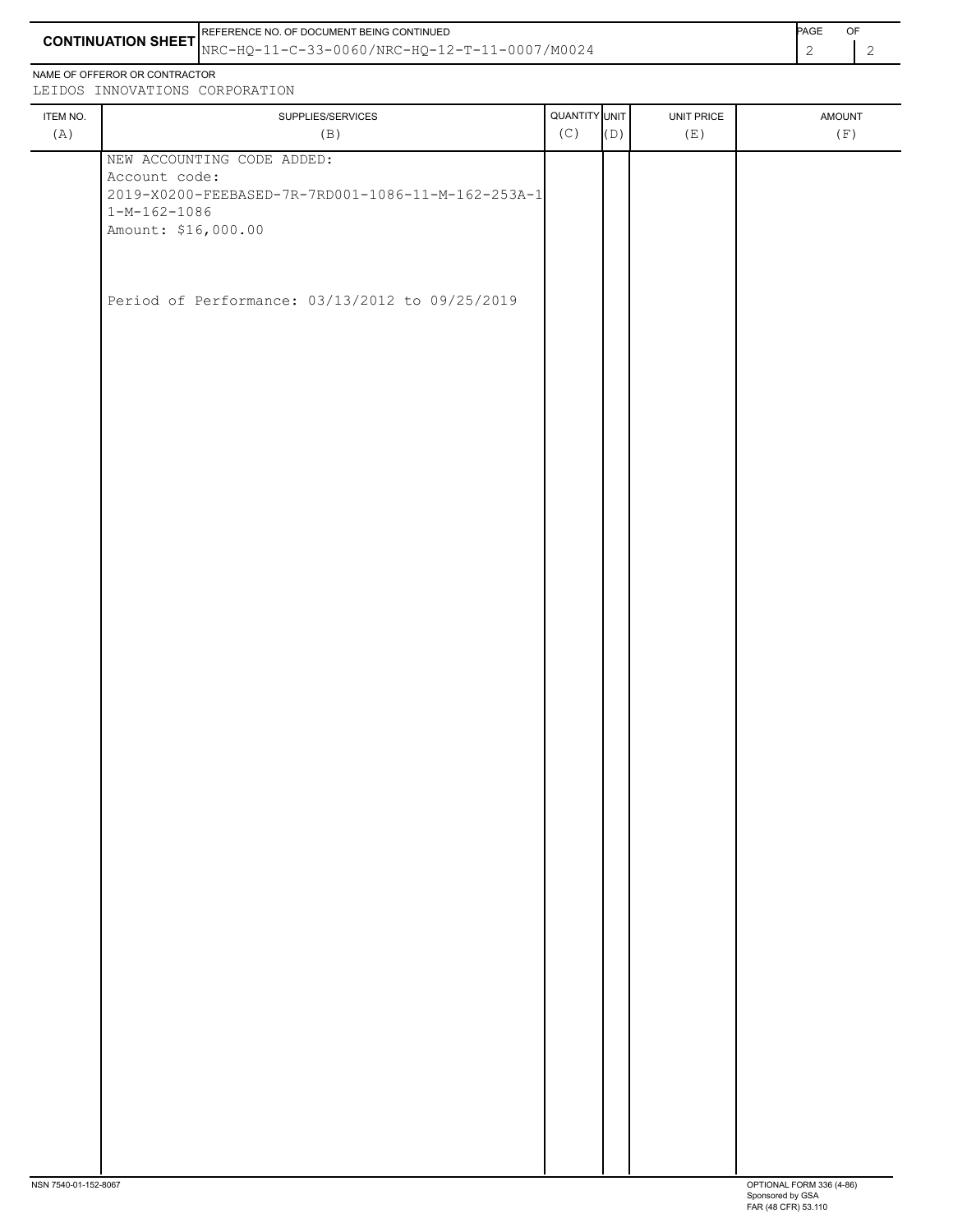**CONTINUATION SHEET**

REFERENCE NO. OF DOCUMENT BEING CONTINUED: NRC-HQ-11-C-33-0060/NRC-HQ-12-T-11-0007/M0024

NAME OF OFFEROR OR CONTRACTOR: LEIDOS INNOVATIONS CORPORATION

| ITEM NO. (A) | SUPPLIES/SERVICES (B) | QUANTITY (C) | UNIT (D) | UNIT PRICE (E) | AMOUNT (F) |
|---|---|---|---|---|---|
| | NEW ACCOUNTING CODE ADDED:<br>Account code:<br>2019-X0200-FEEBASED-7R-7RD001-1086-11-M-162-253A-11-M-162-1086<br>Amount: $16,000.00<br><br>Period of Performance: 03/13/2012 to 09/25/2019 | | | | |

NSN 7540-01-152-8067

OPTIONAL FORM 336 (4-86)
Sponsored by GSA
FAR (48 CFR) 53.110